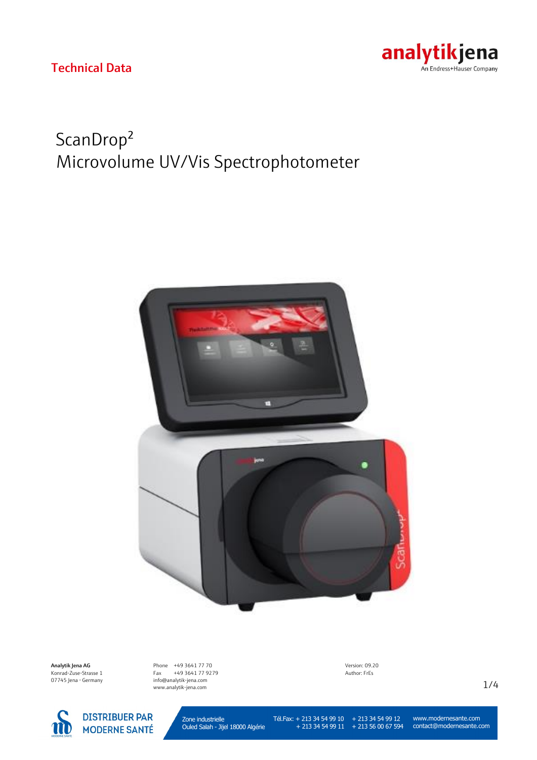Technical Data

analytikjena
An Endress+Hauser Company

# ScanDrop²
# Microvolume UV/Vis Spectrophotometer

**Analytik Jena AG**
Konrad-Zuse-Strasse 1
07745 Jena · Germany

Phone +49 3641 77 70
Fax +49 3641 77 9279
info@analytik-jena.com
www.analytik-jena.com

Version: 09.20
Author: FrEs

DISTRIBUER PAR MODERNE SANTÉ

Zone industrielle
Ouled Salah - Jijel 18000 Algérie

Tél.Fax: + 213 34 54 99 10 + 213 34 54 99 12
+ 213 34 54 99 11 + 213 56 00 67 594

www.modernesante.com
contact@modernesante.com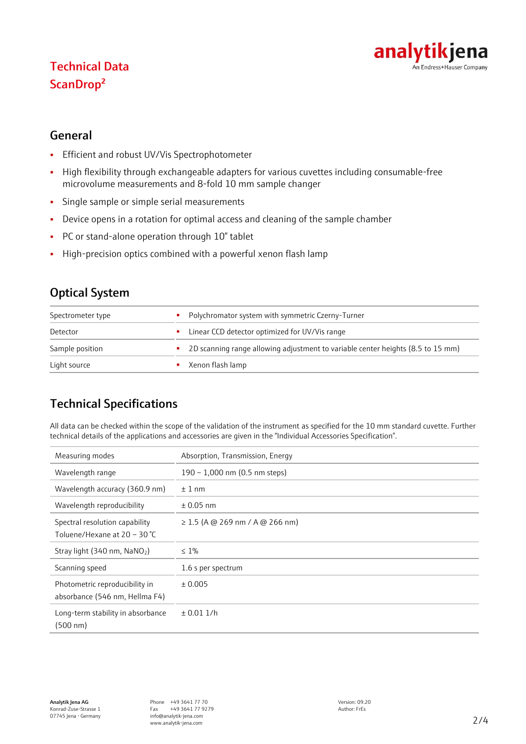# Technical Data
# ScanDrop²

## General

- Efficient and robust UV/Vis Spectrophotometer
- High flexibility through exchangeable adapters for various cuvettes including consumable-free microvolume measurements and 8-fold 10 mm sample changer
- Single sample or simple serial measurements
- Device opens in a rotation for optimal access and cleaning of the sample chamber
- PC or stand-alone operation through 10" tablet
- High-precision optics combined with a powerful xenon flash lamp

## Optical System

| | |
|---|---|
| Spectrometer type | ▪ Polychromator system with symmetric Czerny-Turner |
| Detector | ▪ Linear CCD detector optimized for UV/Vis range |
| Sample position | ▪ 2D scanning range allowing adjustment to variable center heights (8.5 to 15 mm) |
| Light source | ▪ Xenon flash lamp |

## Technical Specifications

All data can be checked within the scope of the validation of the instrument as specified for the 10 mm standard cuvette. Further technical details of the applications and accessories are given in the "Individual Accessories Specification".

| | |
|---|---|
| Measuring modes | Absorption, Transmission, Energy |
| Wavelength range | 190 – 1,000 nm (0.5 nm steps) |
| Wavelength accuracy (360.9 nm) | ± 1 nm |
| Wavelength reproducibility | ± 0.05 nm |
| Spectral resolution capability Toluene/Hexane at 20 – 30 °C | ≥ 1.5 (A @ 269 nm / A @ 266 nm) |
| Stray light (340 nm, $NaNO_2$) | ≤ 1% |
| Scanning speed | 1.6 s per spectrum |
| Photometric reproducibility in absorbance (546 nm, Hellma F4) | ± 0.005 |
| Long-term stability in absorbance (500 nm) | ± 0.01 1/h |

**Analytik Jena AG**
Konrad-Zuse-Strasse 1
07745 Jena · Germany

Phone +49 3641 77 70
Fax +49 3641 77 9279
info@analytik-jena.com
www.analytik-jena.com

Version: 09.20
Author: FrEs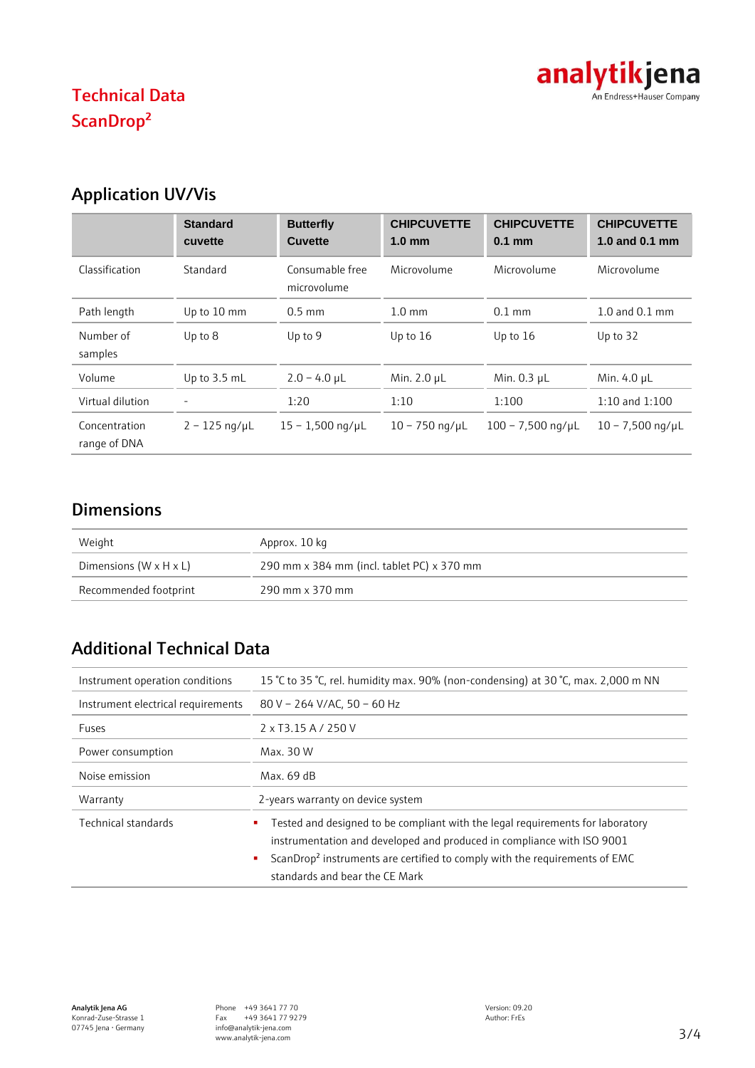# Technical Data ScanDrop²

## Application UV/Vis

| | Standard cuvette | Butterfly Cuvette | CHIPCUVETTE 1.0 mm | CHIPCUVETTE 0.1 mm | CHIPCUVETTE 1.0 and 0.1 mm |
|---|---|---|---|---|---|
| Classification | Standard | Consumable free microvolume | Microvolume | Microvolume | Microvolume |
| Path length | Up to 10 mm | 0.5 mm | 1.0 mm | 0.1 mm | 1.0 and 0.1 mm |
| Number of samples | Up to 8 | Up to 9 | Up to 16 | Up to 16 | Up to 32 |
| Volume | Up to 3.5 mL | 2.0 – 4.0 µL | Min. 2.0 µL | Min. 0.3 µL | Min. 4.0 µL |
| Virtual dilution | - | 1:20 | 1:10 | 1:100 | 1:10 and 1:100 |
| Concentration range of DNA | 2 – 125 ng/µL | 15 – 1,500 ng/µL | 10 – 750 ng/µL | 100 – 7,500 ng/µL | 10 – 7,500 ng/µL |

## Dimensions

| | |
|---|---|
| Weight | Approx. 10 kg |
| Dimensions (W x H x L) | 290 mm x 384 mm (incl. tablet PC) x 370 mm |
| Recommended footprint | 290 mm x 370 mm |

## Additional Technical Data

| | |
|---|---|
| Instrument operation conditions | 15 °C to 35 °C, rel. humidity max. 90% (non-condensing) at 30 °C, max. 2,000 m NN |
| Instrument electrical requirements | 80 V – 264 V/AC, 50 – 60 Hz |
| Fuses | 2 x T3.15 A / 250 V |
| Power consumption | Max. 30 W |
| Noise emission | Max. 69 dB |
| Warranty | 2-years warranty on device system |
| Technical standards | ▪ Tested and designed to be compliant with the legal requirements for laboratory instrumentation and developed and produced in compliance with ISO 9001<br>▪ ScanDrop² instruments are certified to comply with the requirements of EMC standards and bear the CE Mark |

**Analytik Jena AG**
Konrad-Zuse-Strasse 1
07745 Jena · Germany

Phone +49 3641 77 70
Fax +49 3641 77 9279
info@analytik-jena.com
www.analytik-jena.com

Version: 09.20
Author: FrEs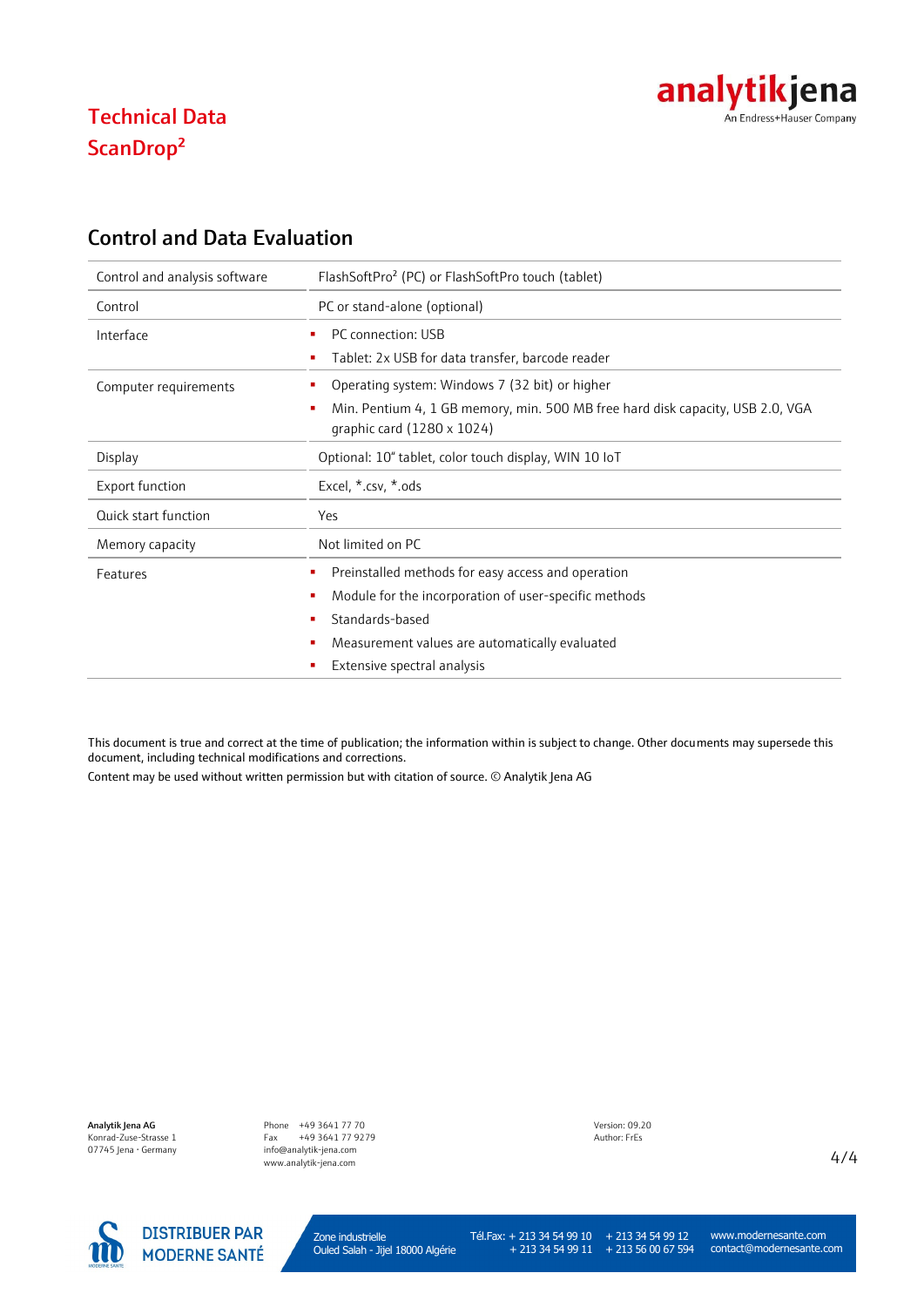# Technical Data
# ScanDrop²

## Control and Data Evaluation

| | |
|---|---|
| Control and analysis software | FlashSoftPro² (PC) or FlashSoftPro touch (tablet) |
| Control | PC or stand-alone (optional) |
| Interface | ▪ PC connection: USB<br>▪ Tablet: 2x USB for data transfer, barcode reader |
| Computer requirements | ▪ Operating system: Windows 7 (32 bit) or higher<br>▪ Min. Pentium 4, 1 GB memory, min. 500 MB free hard disk capacity, USB 2.0, VGA graphic card (1280 x 1024) |
| Display | Optional: 10“ tablet, color touch display, WIN 10 IoT |
| Export function | Excel, *.csv, *.ods |
| Quick start function | Yes |
| Memory capacity | Not limited on PC |
| Features | ▪ Preinstalled methods for easy access and operation<br>▪ Module for the incorporation of user-specific methods<br>▪ Standards-based<br>▪ Measurement values are automatically evaluated<br>▪ Extensive spectral analysis |

This document is true and correct at the time of publication; the information within is subject to change. Other documents may supersede this document, including technical modifications and corrections.

Content may be used without written permission but with citation of source. © Analytik Jena AG

**Analytik Jena AG**
Konrad-Zuse-Strasse 1
07745 Jena · Germany

Phone +49 3641 77 70
Fax +49 3641 77 9279
info@analytik-jena.com
www.analytik-jena.com

Version: 09.20
Author: FrEs

DISTRIBUER PAR MODERNE SANTÉ

Zone industrielle
Ouled Salah - Jijel 18000 Algérie

Tél.Fax: + 213 34 54 99 10 + 213 34 54 99 12
+ 213 34 54 99 11 + 213 56 00 67 594

www.modernesante.com
contact@modernesante.com